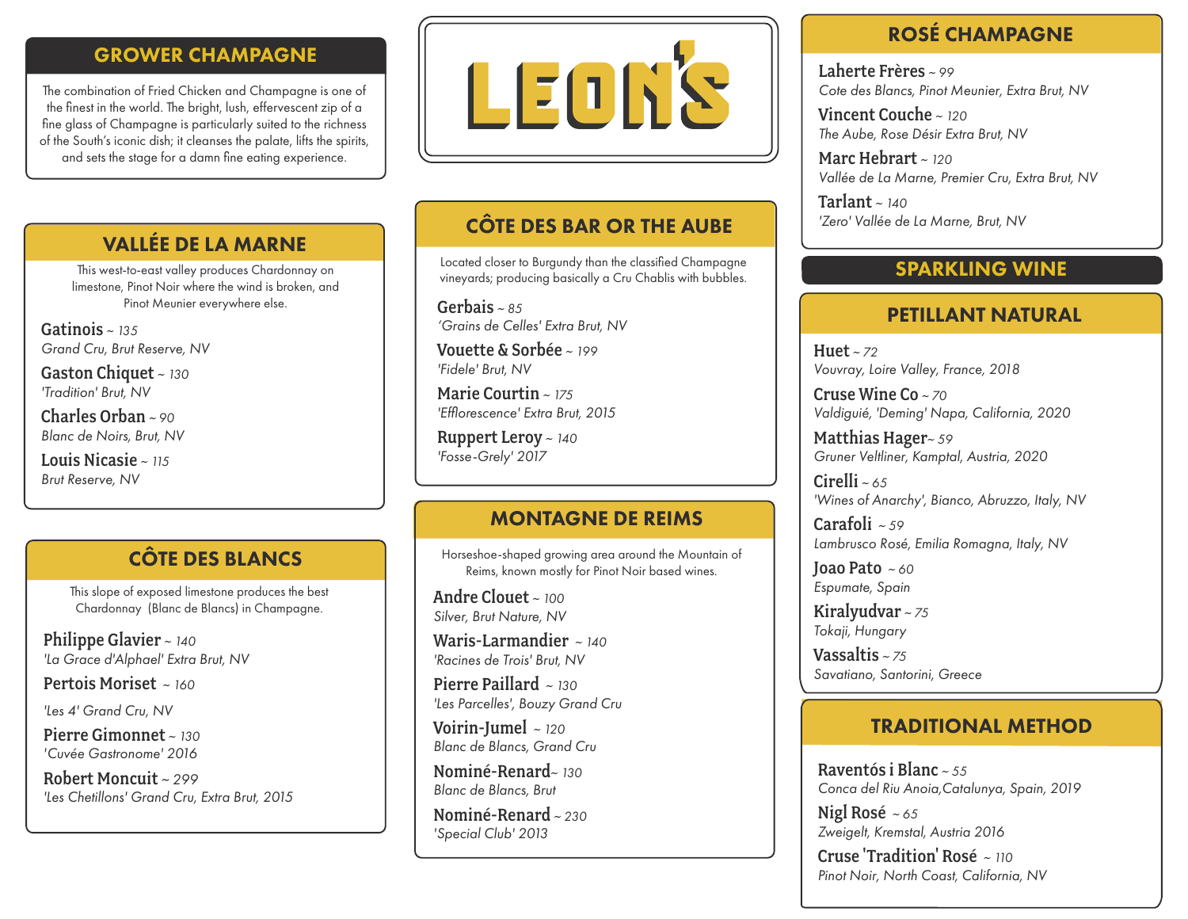# LEON'S

## GROWER CHAMPAGNE

The combination of Fried Chicken and Champagne is one of the finest in the world. The bright, lush, effervescent zip of a fine glass of Champagne is particularly suited to the richness of the South's iconic dish; it cleanses the palate, lifts the spirits, and sets the stage for a damn fine eating experience.

## VALLÉE DE LA MARNE

This west-to-east valley produces Chardonnay on limestone, Pinot Noir where the wind is broken, and Pinot Meunier everywhere else.

**Gatinois** ~ *135*
*Grand Cru, Brut Reserve, NV*

**Gaston Chiquet** ~ *130*
*'Tradition' Brut, NV*

**Charles Orban** ~ *90*
*Blanc de Noirs, Brut, NV*

**Louis Nicasie** ~ *115*
*Brut Reserve, NV*

## CÔTE DES BLANCS

This slope of exposed limestone produces the best Chardonnay (Blanc de Blancs) in Champagne.

**Philippe Glavier** ~ *140*
*'La Grace d'Alphael' Extra Brut, NV*

**Pertois Moriset** ~ *160*
*'Les 4' Grand Cru, NV*

**Pierre Gimonnet** ~ *130*
*'Cuvée Gastronome' 2016*

**Robert Moncuit** ~ *299*
*'Les Chetillons' Grand Cru, Extra Brut, 2015*

## CÔTE DES BAR OR THE AUBE

Located closer to Burgundy than the classified Champagne vineyards; producing basically a Cru Chablis with bubbles.

**Gerbais** ~ *85*
*'Grains de Celles' Extra Brut, NV*

**Vouette & Sorbée** ~ *199*
*'Fidele' Brut, NV*

**Marie Courtin** ~ *175*
*'Efflorescence' Extra Brut, 2015*

**Ruppert Leroy** ~ *140*
*'Fosse-Grely' 2017*

## MONTAGNE DE REIMS

Horseshoe-shaped growing area around the Mountain of Reims, known mostly for Pinot Noir based wines.

**Andre Clouet** ~ *100*
*Silver, Brut Nature, NV*

**Waris-Larmandier** ~ *140*
*'Racines de Trois' Brut, NV*

**Pierre Paillard** ~ *130*
*'Les Parcelles', Bouzy Grand Cru*

**Voirin-Jumel** ~ *120*
*Blanc de Blancs, Grand Cru*

**Nominé-Renard** ~ *130*
*Blanc de Blancs, Brut*

**Nominé-Renard** ~ *230*
*'Special Club' 2013*

## ROSÉ CHAMPAGNE

**Laherte Frères** ~ *99*
*Cote des Blancs, Pinot Meunier, Extra Brut, NV*

**Vincent Couche** ~ *120*
*The Aube, Rose Désir Extra Brut, NV*

**Marc Hebrart** ~ *120*
*Vallée de La Marne, Premier Cru, Extra Brut, NV*

**Tarlant** ~ *140*
*'Zero' Vallée de La Marne, Brut, NV*

## SPARKLING WINE

### PETILLANT NATURAL

**Huet** ~ *72*
*Vouvray, Loire Valley, France, 2018*

**Cruse Wine Co** ~ *70*
*Valdiguié, 'Deming' Napa, California, 2020*

**Matthias Hager** ~ *59*
*Gruner Veltliner, Kamptal, Austria, 2020*

**Cirelli** ~ *65*
*'Wines of Anarchy', Bianco, Abruzzo, Italy, NV*

**Carafoli** ~ *59*
*Lambrusco Rosé, Emilia Romagna, Italy, NV*

**Joao Pato** ~ *60*
*Espumate, Spain*

**Kiralyudvar** ~ *75*
*Tokaji, Hungary*

**Vassaltis** ~ *75*
*Savatiano, Santorini, Greece*

### TRADITIONAL METHOD

**Raventós i Blanc** ~ *55*
*Conca del Riu Anoia,Catalunya, Spain, 2019*

**Nigl Rosé** ~ *65*
*Zweigelt, Kremstal, Austria 2016*

**Cruse 'Tradition' Rosé** ~ *110*
*Pinot Noir, North Coast, California, NV*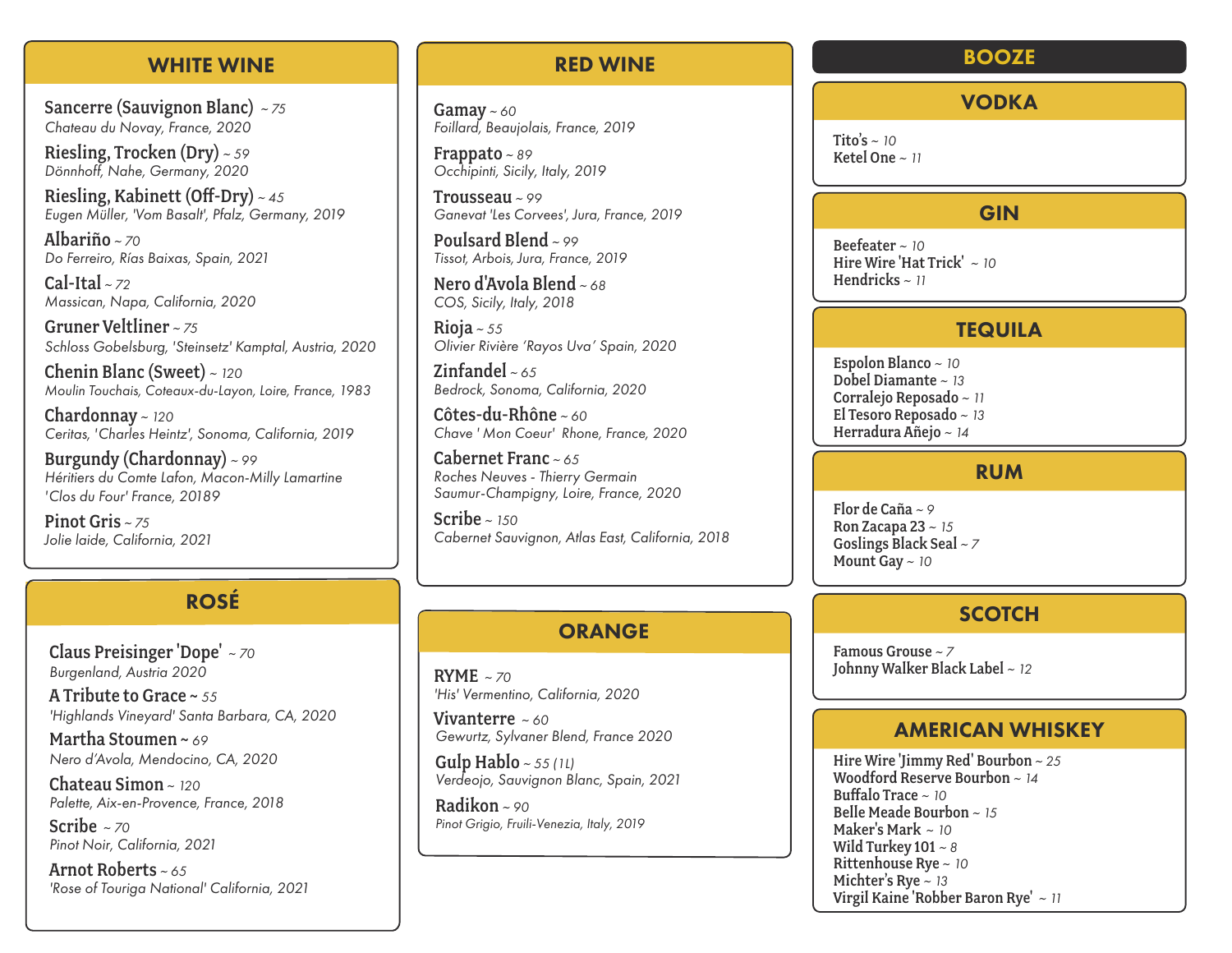## WHITE WINE

**Sancerre (Sauvignon Blanc)** ~ *75*
*Chateau du Novay, France, 2020*

**Riesling, Trocken (Dry)** ~ *59*
*Dönnhoff, Nahe, Germany, 2020*

**Riesling, Kabinett (Off-Dry)** ~ *45*
*Eugen Müller, 'Vom Basalt', Pfalz, Germany, 2019*

**Albariño** ~ *70*
*Do Ferreiro, Rías Baixas, Spain, 2021*

**Cal-Ital** ~ *72*
*Massican, Napa, California, 2020*

**Gruner Veltliner** ~ *75*
*Schloss Gobelsburg, 'Steinsetz' Kamptal, Austria, 2020*

**Chenin Blanc (Sweet)** ~ *120*
*Moulin Touchais, Coteaux-du-Layon, Loire, France, 1983*

**Chardonnay** ~ *120*
*Ceritas, 'Charles Heintz', Sonoma, California, 2019*

**Burgundy (Chardonnay)** ~ *99*
*Héritiers du Comte Lafon, Macon-Milly Lamartine 'Clos du Four' France, 20189*

**Pinot Gris** ~ *75*
*Jolie laide, California, 2021*

## ROSÉ

**Claus Preisinger 'Dope'** ~ *70*
*Burgenland, Austria 2020*

**A Tribute to Grace** ~ *55*
*'Highlands Vineyard' Santa Barbara, CA, 2020*

**Martha Stoumen** ~ *69*
*Nero d'Avola, Mendocino, CA, 2020*

**Chateau Simon** ~ *120*
*Palette, Aix-en-Provence, France, 2018*

**Scribe** ~ *70*
*Pinot Noir, California, 2021*

**Arnot Roberts** ~ *65*
*'Rose of Touriga National' California, 2021*

## RED WINE

**Gamay** ~ *60*
*Foillard, Beaujolais, France, 2019*

**Frappato** ~ *89*
*Occhipinti, Sicily, Italy, 2019*

**Trousseau** ~ *99*
*Ganevat 'Les Corvees', Jura, France, 2019*

**Poulsard Blend** ~ *99*
*Tissot, Arbois, Jura, France, 2019*

**Nero d'Avola Blend** ~ *68*
*COS, Sicily, Italy, 2018*

**Rioja** ~ *55*
*Olivier Rivière 'Rayos Uva' Spain, 2020*

**Zinfandel** ~ *65*
*Bedrock, Sonoma, California, 2020*

**Côtes-du-Rhône** ~ *60*
*Chave ' Mon Coeur' Rhone, France, 2020*

**Cabernet Franc** ~ *65*
*Roches Neuves - Thierry Germain Saumur-Champigny, Loire, France, 2020*

**Scribe** ~ *150*
*Cabernet Sauvignon, Atlas East, California, 2018*

## ORANGE

**RYME** ~ *70*
*'His' Vermentino, California, 2020*

**Vivanterre** ~ *60*
*Gewurtz, Sylvaner Blend, France 2020*

**Gulp Hablo** ~ *55 (1L)*
*Verdeojo, Sauvignon Blanc, Spain, 2021*

**Radikon** ~ *90*
*Pinot Grigio, Fruili-Venezia, Italy, 2019*

## BOOZE

### VODKA

**Tito's** ~ *10*
**Ketel One** ~ *11*

### GIN

**Beefeater** ~ *10*
**Hire Wire 'Hat Trick'** ~ *10*
**Hendricks** ~ *11*

### TEQUILA

**Espolon Blanco** ~ *10*
**Dobel Diamante** ~ *13*
**Corralejo Reposado** ~ *11*
**El Tesoro Reposado** ~ *13*
**Herradura Añejo** ~ *14*

### RUM

**Flor de Caña** ~ *9*
**Ron Zacapa 23** ~ *15*
**Goslings Black Seal** ~ *7*
**Mount Gay** ~ *10*

### SCOTCH

**Famous Grouse** ~ *7*
**Johnny Walker Black Label** ~ *12*

### AMERICAN WHISKEY

**Hire Wire 'Jimmy Red' Bourbon** ~ *25*
**Woodford Reserve Bourbon** ~ *14*
**Buffalo Trace** ~ *10*
**Belle Meade Bourbon** ~ *15*
**Maker's Mark** ~ *10*
**Wild Turkey 101** ~ *8*
**Rittenhouse Rye** ~ *10*
**Michter's Rye** ~ *13*
**Virgil Kaine 'Robber Baron Rye'** ~ *11*